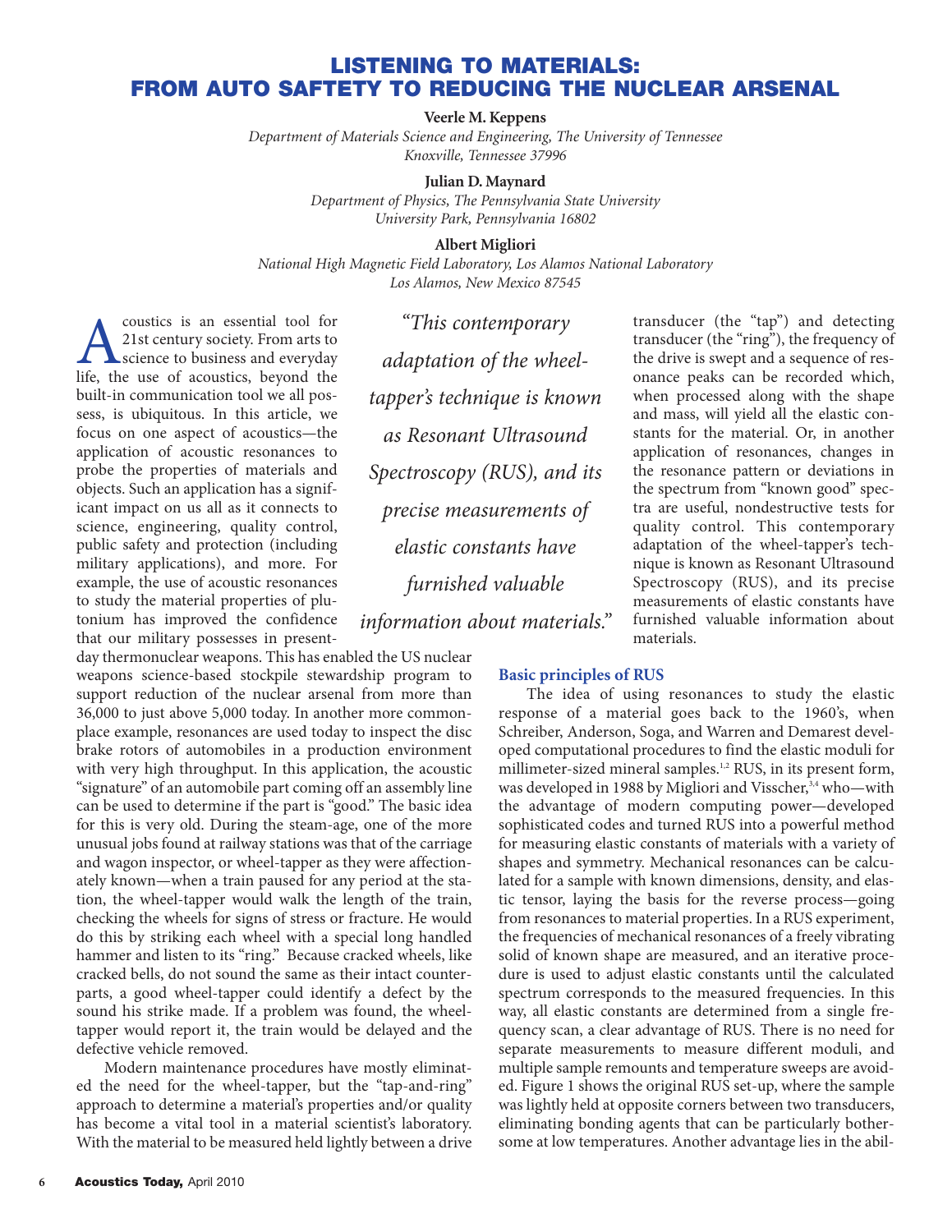# LISTENING TO MATERIALS: FROM AUTO SAFTETY TO REDUCING THE NUCLEAR ARSENAL

**Veerle M. Keppens**
*Department of Materials Science and Engineering, The University of Tennessee*
*Knoxville, Tennessee 37996*

**Julian D. Maynard**
*Department of Physics, The Pennsylvania State University*
*University Park, Pennsylvania 16802*

**Albert Migliori**
*National High Magnetic Field Laboratory, Los Alamos National Laboratory*
*Los Alamos, New Mexico 87545*

Acoustics is an essential tool for 21st century society. From arts to science to business and everyday life, the use of acoustics, beyond the built-in communication tool we all possess, is ubiquitous. In this article, we focus on one aspect of acoustics—the application of acoustic resonances to probe the properties of materials and objects. Such an application has a significant impact on us all as it connects to science, engineering, quality control, public safety and protection (including military applications), and more. For example, the use of acoustic resonances to study the material properties of plutonium has improved the confidence that our military possesses in present-day thermonuclear weapons. This has enabled the US nuclear weapons science-based stockpile stewardship program to support reduction of the nuclear arsenal from more than 36,000 to just above 5,000 today. In another more commonplace example, resonances are used today to inspect the disc brake rotors of automobiles in a production environment with very high throughput. In this application, the acoustic "signature" of an automobile part coming off an assembly line can be used to determine if the part is "good." The basic idea for this is very old. During the steam-age, one of the more unusual jobs found at railway stations was that of the carriage and wagon inspector, or wheel-tapper as they were affectionately known—when a train paused for any period at the station, the wheel-tapper would walk the length of the train, checking the wheels for signs of stress or fracture. He would do this by striking each wheel with a special long handled hammer and listen to its "ring." Because cracked wheels, like cracked bells, do not sound the same as their intact counterparts, a good wheel-tapper could identify a defect by the sound his strike made. If a problem was found, the wheel-tapper would report it, the train would be delayed and the defective vehicle removed.

Modern maintenance procedures have mostly eliminated the need for the wheel-tapper, but the "tap-and-ring" approach to determine a material's properties and/or quality has become a vital tool in a material scientist's laboratory. With the material to be measured held lightly between a drive transducer (the "tap") and detecting transducer (the "ring"), the frequency of the drive is swept and a sequence of resonance peaks can be recorded which, when processed along with the shape and mass, will yield all the elastic constants for the material. Or, in another application of resonances, changes in the resonance pattern or deviations in the spectrum from "known good" spectra are useful, nondestructive tests for quality control. This contemporary adaptation of the wheel-tapper's technique is known as Resonant Ultrasound Spectroscopy (RUS), and its precise measurements of elastic constants have furnished valuable information about materials.

> *"This contemporary adaptation of the wheel-tapper's technique is known as Resonant Ultrasound Spectroscopy (RUS), and its precise measurements of elastic constants have furnished valuable information about materials."*

## Basic principles of RUS

The idea of using resonances to study the elastic response of a material goes back to the 1960's, when Schreiber, Anderson, Soga, and Warren and Demarest developed computational procedures to find the elastic moduli for millimeter-sized mineral samples.[1,2] RUS, in its present form, was developed in 1988 by Migliori and Visscher,[3,4] who—with the advantage of modern computing power—developed sophisticated codes and turned RUS into a powerful method for measuring elastic constants of materials with a variety of shapes and symmetry. Mechanical resonances can be calculated for a sample with known dimensions, density, and elastic tensor, laying the basis for the reverse process—going from resonances to material properties. In a RUS experiment, the frequencies of mechanical resonances of a freely vibrating solid of known shape are measured, and an iterative procedure is used to adjust elastic constants until the calculated spectrum corresponds to the measured frequencies. In this way, all elastic constants are determined from a single frequency scan, a clear advantage of RUS. There is no need for separate measurements to measure different moduli, and multiple sample remounts and temperature sweeps are avoided. Figure 1 shows the original RUS set-up, where the sample was lightly held at opposite corners between two transducers, eliminating bonding agents that can be particularly bothersome at low temperatures. Another advantage lies in the abil-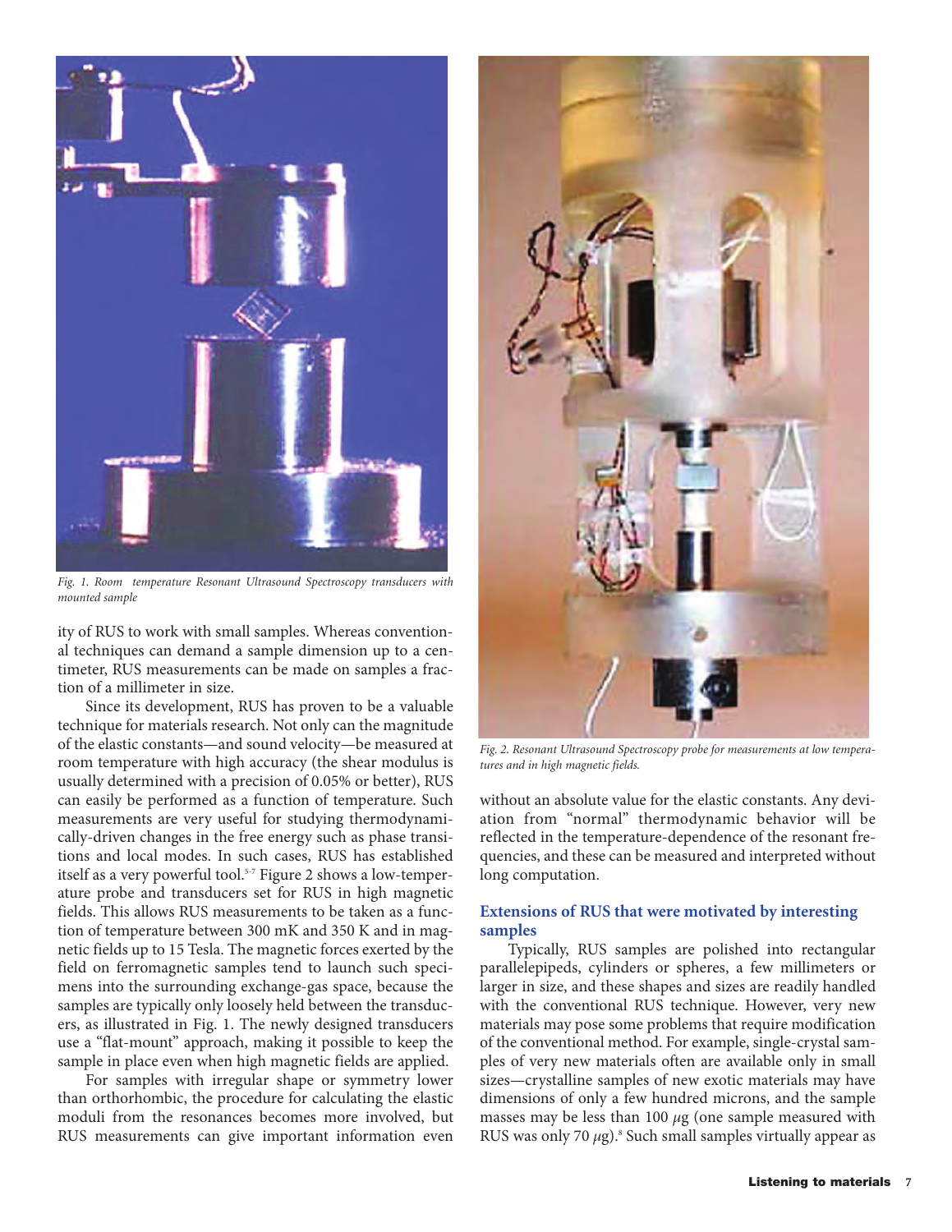*Fig. 1. Room temperature Resonant Ultrasound Spectroscopy transducers with mounted sample*

ity of RUS to work with small samples. Whereas conventional techniques can demand a sample dimension up to a centimeter, RUS measurements can be made on samples a fraction of a millimeter in size.

Since its development, RUS has proven to be a valuable technique for materials research. Not only can the magnitude of the elastic constants—and sound velocity—be measured at room temperature with high accuracy (the shear modulus is usually determined with a precision of 0.05% or better), RUS can easily be performed as a function of temperature. Such measurements are very useful for studying thermodynamically-driven changes in the free energy such as phase transitions and local modes. In such cases, RUS has established itself as a very powerful tool.[5-7] Figure 2 shows a low-temperature probe and transducers set for RUS in high magnetic fields. This allows RUS measurements to be taken as a function of temperature between 300 mK and 350 K and in magnetic fields up to 15 Tesla. The magnetic forces exerted by the field on ferromagnetic samples tend to launch such specimens into the surrounding exchange-gas space, because the samples are typically only loosely held between the transducers, as illustrated in Fig. 1. The newly designed transducers use a "flat-mount" approach, making it possible to keep the sample in place even when high magnetic fields are applied.

For samples with irregular shape or symmetry lower than orthorhombic, the procedure for calculating the elastic moduli from the resonances becomes more involved, but RUS measurements can give important information even

*Fig. 2. Resonant Ultrasound Spectroscopy probe for measurements at low temperatures and in high magnetic fields.*

without an absolute value for the elastic constants. Any deviation from "normal" thermodynamic behavior will be reflected in the temperature-dependence of the resonant frequencies, and these can be measured and interpreted without long computation.

## Extensions of RUS that were motivated by interesting samples

Typically, RUS samples are polished into rectangular parallelepipeds, cylinders or spheres, a few millimeters or larger in size, and these shapes and sizes are readily handled with the conventional RUS technique. However, very new materials may pose some problems that require modification of the conventional method. For example, single-crystal samples of very new materials often are available only in small sizes—crystalline samples of new exotic materials may have dimensions of only a few hundred microns, and the sample masses may be less than 100 $\mu$g (one sample measured with RUS was only 70 $\mu$g).[8] Such small samples virtually appear as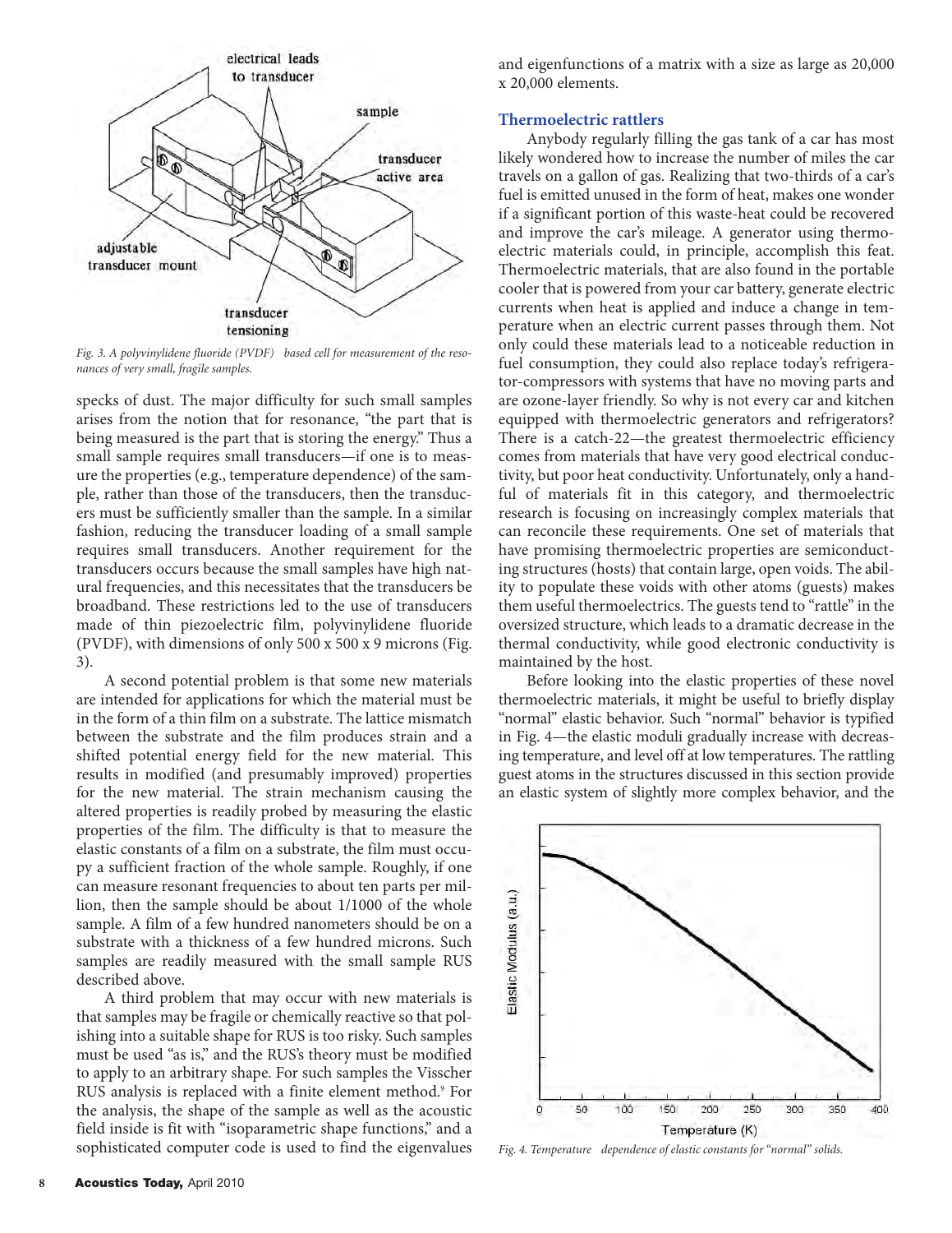Fig. 3. A polyvinylidene fluoride (PVDF) based cell for measurement of the resonances of very small, fragile samples.

specks of dust. The major difficulty for such small samples arises from the notion that for resonance, "the part that is being measured is the part that is storing the energy." Thus a small sample requires small transducers—if one is to measure the properties (e.g., temperature dependence) of the sample, rather than those of the transducers, then the transducers must be sufficiently smaller than the sample. In a similar fashion, reducing the transducer loading of a small sample requires small transducers. Another requirement for the transducers occurs because the small samples have high natural frequencies, and this necessitates that the transducers be broadband. These restrictions led to the use of transducers made of thin piezoelectric film, polyvinylidene fluoride (PVDF), with dimensions of only 500 x 500 x 9 microns (Fig. 3).

A second potential problem is that some new materials are intended for applications for which the material must be in the form of a thin film on a substrate. The lattice mismatch between the substrate and the film produces strain and a shifted potential energy field for the new material. This results in modified (and presumably improved) properties for the new material. The strain mechanism causing the altered properties is readily probed by measuring the elastic properties of the film. The difficulty is that to measure the elastic constants of a film on a substrate, the film must occupy a sufficient fraction of the whole sample. Roughly, if one can measure resonant frequencies to about ten parts per million, then the sample should be about 1/1000 of the whole sample. A film of a few hundred nanometers should be on a substrate with a thickness of a few hundred microns. Such samples are readily measured with the small sample RUS described above.

A third problem that may occur with new materials is that samples may be fragile or chemically reactive so that polishing into a suitable shape for RUS is too risky. Such samples must be used "as is," and the RUS's theory must be modified to apply to an arbitrary shape. For such samples the Visscher RUS analysis is replaced with a finite element method.[9] For the analysis, the shape of the sample as well as the acoustic field inside is fit with "isoparametric shape functions," and a sophisticated computer code is used to find the eigenvalues and eigenfunctions of a matrix with a size as large as 20,000 x 20,000 elements.

## Thermoelectric rattlers

Anybody regularly filling the gas tank of a car has most likely wondered how to increase the number of miles the car travels on a gallon of gas. Realizing that two-thirds of a car's fuel is emitted unused in the form of heat, makes one wonder if a significant portion of this waste-heat could be recovered and improve the car's mileage. A generator using thermoelectric materials could, in principle, accomplish this feat. Thermoelectric materials, that are also found in the portable cooler that is powered from your car battery, generate electric currents when heat is applied and induce a change in temperature when an electric current passes through them. Not only could these materials lead to a noticeable reduction in fuel consumption, they could also replace today's refrigerator-compressors with systems that have no moving parts and are ozone-layer friendly. So why is not every car and kitchen equipped with thermoelectric generators and refrigerators? There is a catch-22—the greatest thermoelectric efficiency comes from materials that have very good electrical conductivity, but poor heat conductivity. Unfortunately, only a handful of materials fit in this category, and thermoelectric research is focusing on increasingly complex materials that can reconcile these requirements. One set of materials that have promising thermoelectric properties are semiconducting structures (hosts) that contain large, open voids. The ability to populate these voids with other atoms (guests) makes them useful thermoelectrics. The guests tend to "rattle" in the oversized structure, which leads to a dramatic decrease in the thermal conductivity, while good electronic conductivity is maintained by the host.

Before looking into the elastic properties of these novel thermoelectric materials, it might be useful to briefly display "normal" elastic behavior. Such "normal" behavior is typified in Fig. 4—the elastic moduli gradually increase with decreasing temperature, and level off at low temperatures. The rattling guest atoms in the structures discussed in this section provide an elastic system of slightly more complex behavior, and the

Fig. 4. Temperature dependence of elastic constants for "normal" solids.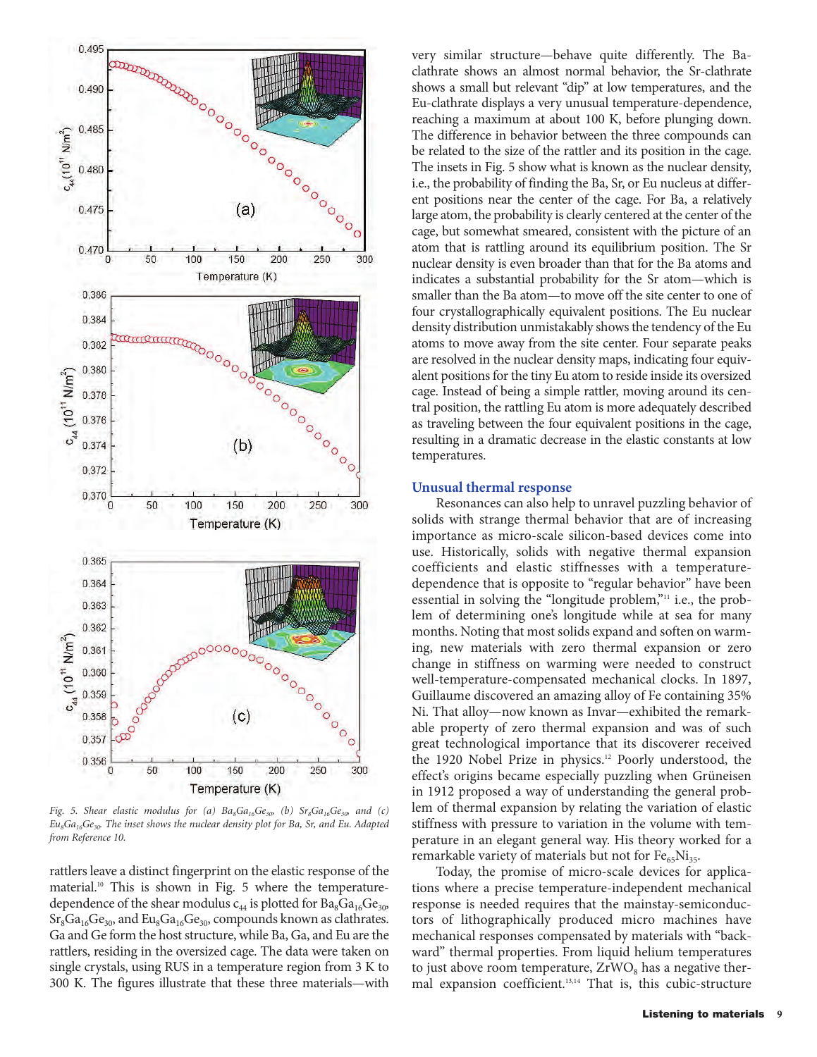Fig. 5. Shear elastic modulus for (a) $Ba_8Ga_{16}Ge_{30}$, (b) $Sr_8Ga_{16}Ge_{30}$, and (c) $Eu_8Ga_{16}Ge_{30}$. The inset shows the nuclear density plot for Ba, Sr, and Eu. Adapted from Reference 10.

rattlers leave a distinct fingerprint on the elastic response of the material.[10] This is shown in Fig. 5 where the temperature-dependence of the shear modulus $c_{44}$ is plotted for $Ba_8Ga_{16}Ge_{30}$, $Sr_8Ga_{16}Ge_{30}$, and $Eu_8Ga_{16}Ge_{30}$, compounds known as clathrates. Ga and Ge form the host structure, while Ba, Ga, and Eu are the rattlers, residing in the oversized cage. The data were taken on single crystals, using RUS in a temperature region from 3 K to 300 K. The figures illustrate that these three materials—with very similar structure—behave quite differently. The Ba-clathrate shows an almost normal behavior, the Sr-clathrate shows a small but relevant "dip" at low temperatures, and the Eu-clathrate displays a very unusual temperature-dependence, reaching a maximum at about 100 K, before plunging down. The difference in behavior between the three compounds can be related to the size of the rattler and its position in the cage. The insets in Fig. 5 show what is known as the nuclear density, i.e., the probability of finding the Ba, Sr, or Eu nucleus at different positions near the center of the cage. For Ba, a relatively large atom, the probability is clearly centered at the center of the cage, but somewhat smeared, consistent with the picture of an atom that is rattling around its equilibrium position. The Sr nuclear density is even broader than that for the Ba atoms and indicates a substantial probability for the Sr atom—which is smaller than the Ba atom—to move off the site center to one of four crystallographically equivalent positions. The Eu nuclear density distribution unmistakably shows the tendency of the Eu atoms to move away from the site center. Four separate peaks are resolved in the nuclear density maps, indicating four equivalent positions for the tiny Eu atom to reside inside its oversized cage. Instead of being a simple rattler, moving around its central position, the rattling Eu atom is more adequately described as traveling between the four equivalent positions in the cage, resulting in a dramatic decrease in the elastic constants at low temperatures.

## Unusual thermal response

Resonances can also help to unravel puzzling behavior of solids with strange thermal behavior that are of increasing importance as micro-scale silicon-based devices come into use. Historically, solids with negative thermal expansion coefficients and elastic stiffnesses with a temperature-dependence that is opposite to "regular behavior" have been essential in solving the "longitude problem,"[11] i.e., the problem of determining one's longitude while at sea for many months. Noting that most solids expand and soften on warming, new materials with zero thermal expansion or zero change in stiffness on warming were needed to construct well-temperature-compensated mechanical clocks. In 1897, Guillaume discovered an amazing alloy of Fe containing 35% Ni. That alloy—now known as Invar—exhibited the remarkable property of zero thermal expansion and was of such great technological importance that its discoverer received the 1920 Nobel Prize in physics.[12] Poorly understood, the effect's origins became especially puzzling when Grüneisen in 1912 proposed a way of understanding the general problem of thermal expansion by relating the variation of elastic stiffness with pressure to variation in the volume with temperature in an elegant general way. His theory worked for a remarkable variety of materials but not for $Fe_{65}Ni_{35}$.

Today, the promise of micro-scale devices for applications where a precise temperature-independent mechanical response is needed requires that the mainstay-semiconductors of lithographically produced micro machines have mechanical responses compensated by materials with "backward" thermal properties. From liquid helium temperatures to just above room temperature, $ZrWO_8$ has a negative thermal expansion coefficient.[13,14] That is, this cubic-structure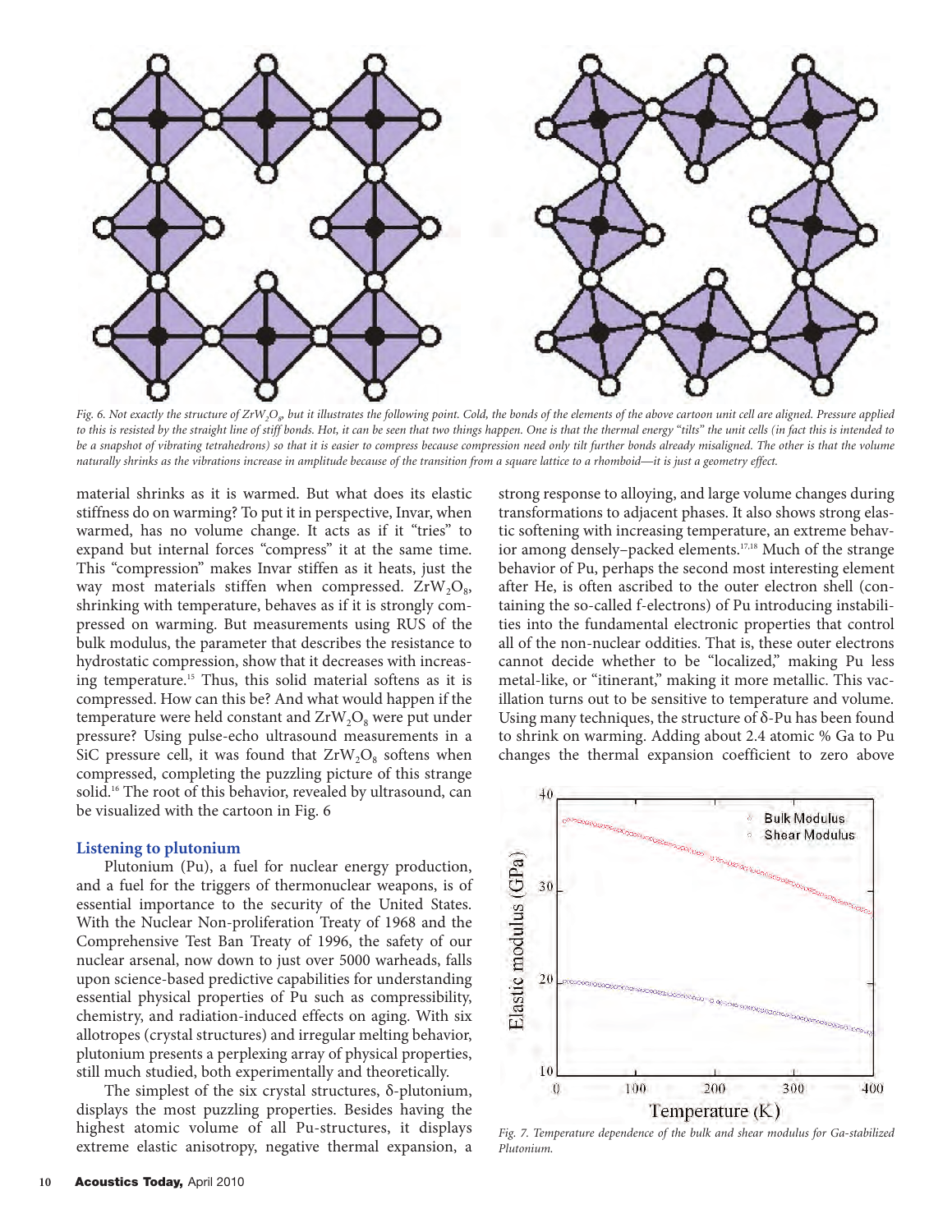Fig. 6. Not exactly the structure of $ZrW_2O_8$, but it illustrates the following point. Cold, the bonds of the elements of the above cartoon unit cell are aligned. Pressure applied to this is resisted by the straight line of stiff bonds. Hot, it can be seen that two things happen. One is that the thermal energy "tilts" the unit cells (in fact this is intended to be a snapshot of vibrating tetrahedrons) so that it is easier to compress because compression need only tilt further bonds already misaligned. The other is that the volume naturally shrinks as the vibrations increase in amplitude because of the transition from a square lattice to a rhomboid—it is just a geometry effect.

material shrinks as it is warmed. But what does its elastic stiffness do on warming? To put it in perspective, Invar, when warmed, has no volume change. It acts as if it "tries" to expand but internal forces "compress" it at the same time. This "compression" makes Invar stiffen as it heats, just the way most materials stiffen when compressed. $ZrW_2O_8$, shrinking with temperature, behaves as if it is strongly compressed on warming. But measurements using RUS of the bulk modulus, the parameter that describes the resistance to hydrostatic compression, show that it decreases with increasing temperature.[15] Thus, this solid material softens as it is compressed. How can this be? And what would happen if the temperature were held constant and $ZrW_2O_8$ were put under pressure? Using pulse-echo ultrasound measurements in a SiC pressure cell, it was found that $ZrW_2O_8$ softens when compressed, completing the puzzling picture of this strange solid.[16] The root of this behavior, revealed by ultrasound, can be visualized with the cartoon in Fig. 6

## Listening to plutonium

Plutonium (Pu), a fuel for nuclear energy production, and a fuel for the triggers of thermonuclear weapons, is of essential importance to the security of the United States. With the Nuclear Non-proliferation Treaty of 1968 and the Comprehensive Test Ban Treaty of 1996, the safety of our nuclear arsenal, now down to just over 5000 warheads, falls upon science-based predictive capabilities for understanding essential physical properties of Pu such as compressibility, chemistry, and radiation-induced effects on aging. With six allotropes (crystal structures) and irregular melting behavior, plutonium presents a perplexing array of physical properties, still much studied, both experimentally and theoretically.

The simplest of the six crystal structures, δ-plutonium, displays the most puzzling properties. Besides having the highest atomic volume of all Pu-structures, it displays extreme elastic anisotropy, negative thermal expansion, a strong response to alloying, and large volume changes during transformations to adjacent phases. It also shows strong elastic softening with increasing temperature, an extreme behavior among densely–packed elements.[17,18] Much of the strange behavior of Pu, perhaps the second most interesting element after He, is often ascribed to the outer electron shell (containing the so-called f-electrons) of Pu introducing instabilities into the fundamental electronic properties that control all of the non-nuclear oddities. That is, these outer electrons cannot decide whether to be "localized," making Pu less metal-like, or "itinerant," making it more metallic. This vacillation turns out to be sensitive to temperature and volume. Using many techniques, the structure of δ-Pu has been found to shrink on warming. Adding about 2.4 atomic % Ga to Pu changes the thermal expansion coefficient to zero above

Fig. 7. Temperature dependence of the bulk and shear modulus for Ga-stabilized Plutonium.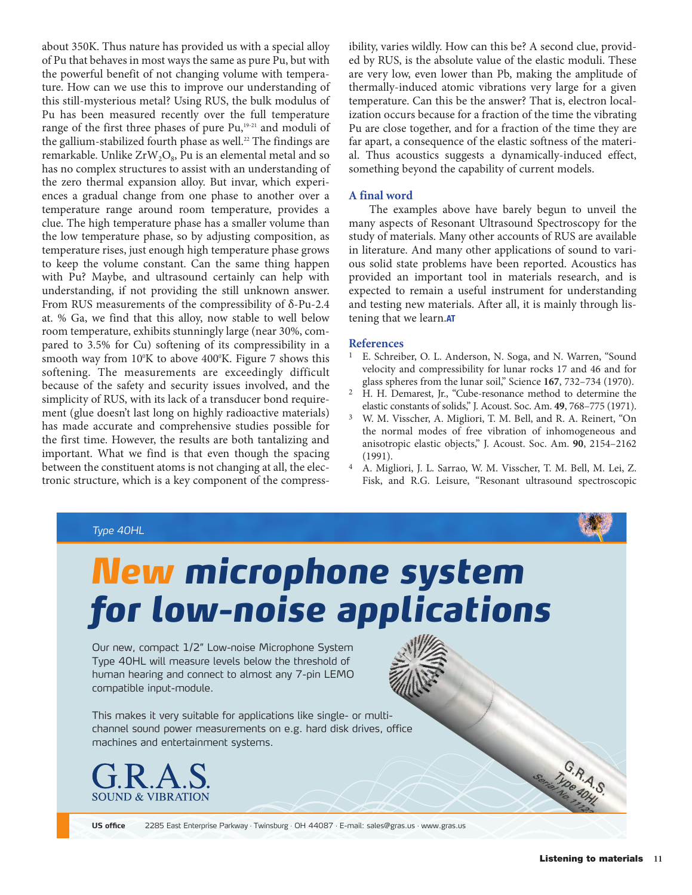about 350K. Thus nature has provided us with a special alloy of Pu that behaves in most ways the same as pure Pu, but with the powerful benefit of not changing volume with temperature. How can we use this to improve our understanding of this still-mysterious metal? Using RUS, the bulk modulus of Pu has been measured recently over the full temperature range of the first three phases of pure Pu,[19-21] and moduli of the gallium-stabilized fourth phase as well.[22] The findings are remarkable. Unlike $ZrW_2O_8$, Pu is an elemental metal and so has no complex structures to assist with an understanding of the zero thermal expansion alloy. But invar, which experiences a gradual change from one phase to another over a temperature range around room temperature, provides a clue. The high temperature phase has a smaller volume than the low temperature phase, so by adjusting composition, as temperature rises, just enough high temperature phase grows to keep the volume constant. Can the same thing happen with Pu? Maybe, and ultrasound certainly can help with understanding, if not providing the still unknown answer. From RUS measurements of the compressibility of δ-Pu-2.4 at. % Ga, we find that this alloy, now stable to well below room temperature, exhibits stunningly large (near 30%, compared to 3.5% for Cu) softening of its compressibility in a smooth way from 10ºK to above 400ºK. Figure 7 shows this softening. The measurements are exceedingly difficult because of the safety and security issues involved, and the simplicity of RUS, with its lack of a transducer bond requirement (glue doesn't last long on highly radioactive materials) has made accurate and comprehensive studies possible for the first time. However, the results are both tantalizing and important. What we find is that even though the spacing between the constituent atoms is not changing at all, the electronic structure, which is a key component of the compressibility, varies wildly. How can this be? A second clue, provided by RUS, is the absolute value of the elastic moduli. These are very low, even lower than Pb, making the amplitude of thermally-induced atomic vibrations very large for a given temperature. Can this be the answer? That is, electron localization occurs because for a fraction of the time the vibrating Pu are close together, and for a fraction of the time they are far apart, a consequence of the elastic softness of the material. Thus acoustics suggests a dynamically-induced effect, something beyond the capability of current models.

## A final word

The examples above have barely begun to unveil the many aspects of Resonant Ultrasound Spectroscopy for the study of materials. Many other accounts of RUS are available in literature. And many other applications of sound to various solid state problems have been reported. Acoustics has provided an important tool in materials research, and is expected to remain a useful instrument for understanding and testing new materials. After all, it is mainly through listening that we learn.**AT**

## References

1. E. Schreiber, O. L. Anderson, N. Soga, and N. Warren, "Sound velocity and compressibility for lunar rocks 17 and 46 and for glass spheres from the lunar soil," Science **167**, 732–734 (1970).
2. H. H. Demarest, Jr., "Cube-resonance method to determine the elastic constants of solids," J. Acoust. Soc. Am. **49**, 768–775 (1971).
3. W. M. Visscher, A. Migliori, T. M. Bell, and R. A. Reinert, "On the normal modes of free vibration of inhomogeneous and anisotropic elastic objects," J. Acoust. Soc. Am. **90**, 2154–2162 (1991).
4. A. Migliori, J. L. Sarrao, W. M. Visscher, T. M. Bell, M. Lei, Z. Fisk, and R.G. Leisure, "Resonant ultrasound spectroscopic

---

*Type 40HL*

# New microphone system for low-noise applications

Our new, compact 1/2" Low-noise Microphone System Type 40HL will measure levels below the threshold of human hearing and connect to almost any 7-pin LEMO compatible input-module.

This makes it very suitable for applications like single- or multi-channel sound power measurements on e.g. hard disk drives, office machines and entertainment systems.

G.R.A.S.
SOUND & VIBRATION

**US office** 2285 East Enterprise Parkway · Twinsburg · OH 44087 · E-mail: sales@gras.us · www.gras.us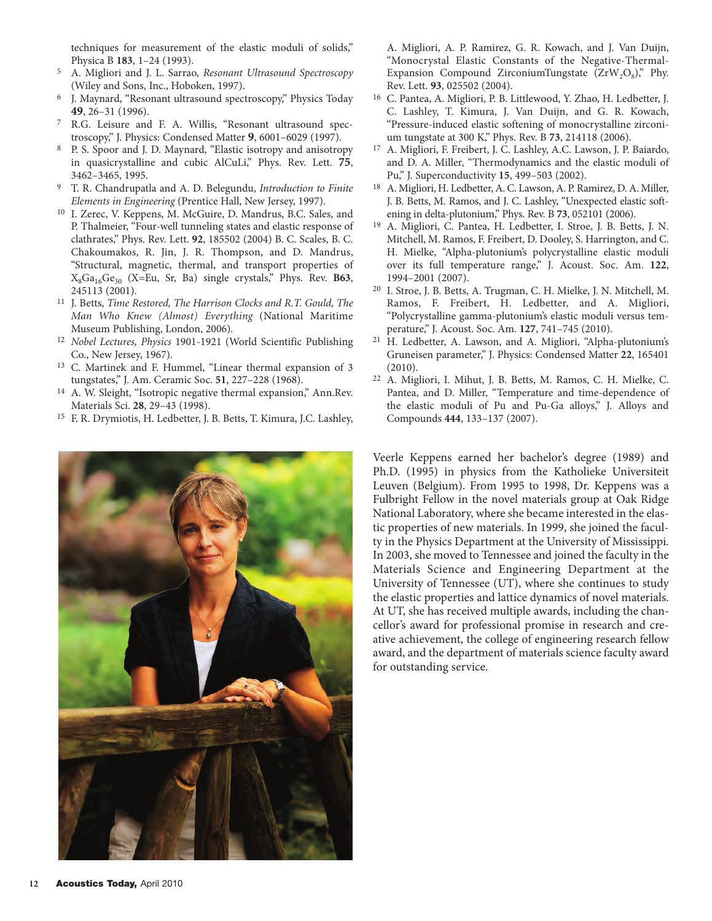techniques for measurement of the elastic moduli of solids," Physica B **183**, 1–24 (1993).

5. A. Migliori and J. L. Sarrao, *Resonant Ultrasound Spectroscopy* (Wiley and Sons, Inc., Hoboken, 1997).
6. J. Maynard, "Resonant ultrasound spectroscopy," Physics Today **49**, 26–31 (1996).
7. R.G. Leisure and F. A. Willis, "Resonant ultrasound spectroscopy," J. Physics: Condensed Matter **9**, 6001–6029 (1997).
8. P. S. Spoor and J. D. Maynard, "Elastic isotropy and anisotropy in quasicrystalline and cubic AlCuLi," Phys. Rev. Lett. **75**, 3462–3465, 1995.
9. T. R. Chandrupatla and A. D. Belegundu, *Introduction to Finite Elements in Engineering* (Prentice Hall, New Jersey, 1997).
10. I. Zerec, V. Keppens, M. McGuire, D. Mandrus, B.C. Sales, and P. Thalmeier, "Four-well tunneling states and elastic response of clathrates," Phys. Rev. Lett. **92**, 185502 (2004) B. C. Scales, B. C. Chakoumakos, R. Jin, J. R. Thompson, and D. Mandrus, "Structural, magnetic, thermal, and transport properties of $X_8Ga_{16}Ge_{30}$ (X=Eu, Sr, Ba) single crystals," Phys. Rev. **B63**, 245113 (2001).
11. J. Betts, *Time Restored, The Harrison Clocks and R.T. Gould, The Man Who Knew (Almost) Everything* (National Maritime Museum Publishing, London, 2006).
12. *Nobel Lectures, Physics* 1901-1921 (World Scientific Publishing Co., New Jersey, 1967).
13. C. Martinek and F. Hummel, "Linear thermal expansion of 3 tungstates," J. Am. Ceramic Soc. **51**, 227–228 (1968).
14. A. W. Sleight, "Isotropic negative thermal expansion," Ann.Rev. Materials Sci. **28**, 29–43 (1998).
15. F. R. Drymiotis, H. Ledbetter, J. B. Betts, T. Kimura, J.C. Lashley, A. Migliori, A. P. Ramirez, G. R. Kowach, and J. Van Duijn, "Monocrystal Elastic Constants of the Negative-Thermal-Expansion Compound ZirconiumTungstate ($ZrW_2O_8$)," Phy. Rev. Lett. **93**, 025502 (2004).
16. C. Pantea, A. Migliori, P. B. Littlewood, Y. Zhao, H. Ledbetter, J. C. Lashley, T. Kimura, J. Van Duijn, and G. R. Kowach, "Pressure-induced elastic softening of monocrystalline zirconium tungstate at 300 K," Phys. Rev. B **73**, 214118 (2006).
17. A. Migliori, F. Freibert, J. C. Lashley, A.C. Lawson, J. P. Baiardo, and D. A. Miller, "Thermodynamics and the elastic moduli of Pu," J. Superconductivity **15**, 499–503 (2002).
18. A. Migliori, H. Ledbetter, A. C. Lawson, A. P. Ramirez, D. A. Miller, J. B. Betts, M. Ramos, and J. C. Lashley, "Unexpected elastic softening in delta-plutonium," Phys. Rev. B **73**, 052101 (2006).
19. A. Migliori, C. Pantea, H. Ledbetter, I. Stroe, J. B. Betts, J. N. Mitchell, M. Ramos, F. Freibert, D. Dooley, S. Harrington, and C. H. Mielke, "Alpha-plutonium's polycrystalline elastic moduli over its full temperature range," J. Acoust. Soc. Am. **122**, 1994–2001 (2007).
20. I. Stroe, J. B. Betts, A. Trugman, C. H. Mielke, J. N. Mitchell, M. Ramos, F. Freibert, H. Ledbetter, and A. Migliori, "Polycrystalline gamma-plutonium's elastic moduli versus temperature," J. Acoust. Soc. Am. **127**, 741–745 (2010).
21. H. Ledbetter, A. Lawson, and A. Migliori, "Alpha-plutonium's Gruneisen parameter," J. Physics: Condensed Matter **22**, 165401 (2010).
22. A. Migliori, I. Mihut, J. B. Betts, M. Ramos, C. H. Mielke, C. Pantea, and D. Miller, "Temperature and time-dependence of the elastic moduli of Pu and Pu-Ga alloys," J. Alloys and Compounds **444**, 133–137 (2007).

Veerle Keppens earned her bachelor's degree (1989) and Ph.D. (1995) in physics from the Katholieke Universiteit Leuven (Belgium). From 1995 to 1998, Dr. Keppens was a Fulbright Fellow in the novel materials group at Oak Ridge National Laboratory, where she became interested in the elastic properties of new materials. In 1999, she joined the faculty in the Physics Department at the University of Mississippi. In 2003, she moved to Tennessee and joined the faculty in the Materials Science and Engineering Department at the University of Tennessee (UT), where she continues to study the elastic properties and lattice dynamics of novel materials. At UT, she has received multiple awards, including the chancellor's award for professional promise in research and creative achievement, the college of engineering research fellow award, and the department of materials science faculty award for outstanding service.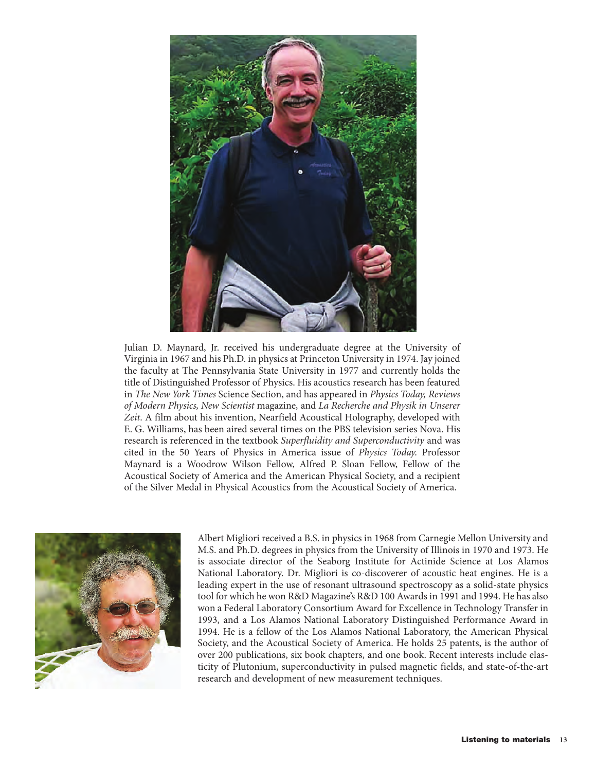Julian D. Maynard, Jr. received his undergraduate degree at the University of Virginia in 1967 and his Ph.D. in physics at Princeton University in 1974. Jay joined the faculty at The Pennsylvania State University in 1977 and currently holds the title of Distinguished Professor of Physics. His acoustics research has been featured in *The New York Times* Science Section, and has appeared in *Physics Today, Reviews of Modern Physics, New Scientist* magazine, and *La Recherche and Physik in Unserer Zeit*. A film about his invention, Nearfield Acoustical Holography, developed with E. G. Williams, has been aired several times on the PBS television series Nova. His research is referenced in the textbook *Superfluidity and Superconductivity* and was cited in the 50 Years of Physics in America issue of *Physics Today.* Professor Maynard is a Woodrow Wilson Fellow, Alfred P. Sloan Fellow, Fellow of the Acoustical Society of America and the American Physical Society, and a recipient of the Silver Medal in Physical Acoustics from the Acoustical Society of America.

Albert Migliori received a B.S. in physics in 1968 from Carnegie Mellon University and M.S. and Ph.D. degrees in physics from the University of Illinois in 1970 and 1973. He is associate director of the Seaborg Institute for Actinide Science at Los Alamos National Laboratory. Dr. Migliori is co-discoverer of acoustic heat engines. He is a leading expert in the use of resonant ultrasound spectroscopy as a solid-state physics tool for which he won R&D Magazine's R&D 100 Awards in 1991 and 1994. He has also won a Federal Laboratory Consortium Award for Excellence in Technology Transfer in 1993, and a Los Alamos National Laboratory Distinguished Performance Award in 1994. He is a fellow of the Los Alamos National Laboratory, the American Physical Society, and the Acoustical Society of America. He holds 25 patents, is the author of over 200 publications, six book chapters, and one book. Recent interests include elasticity of Plutonium, superconductivity in pulsed magnetic fields, and state-of-the-art research and development of new measurement techniques.